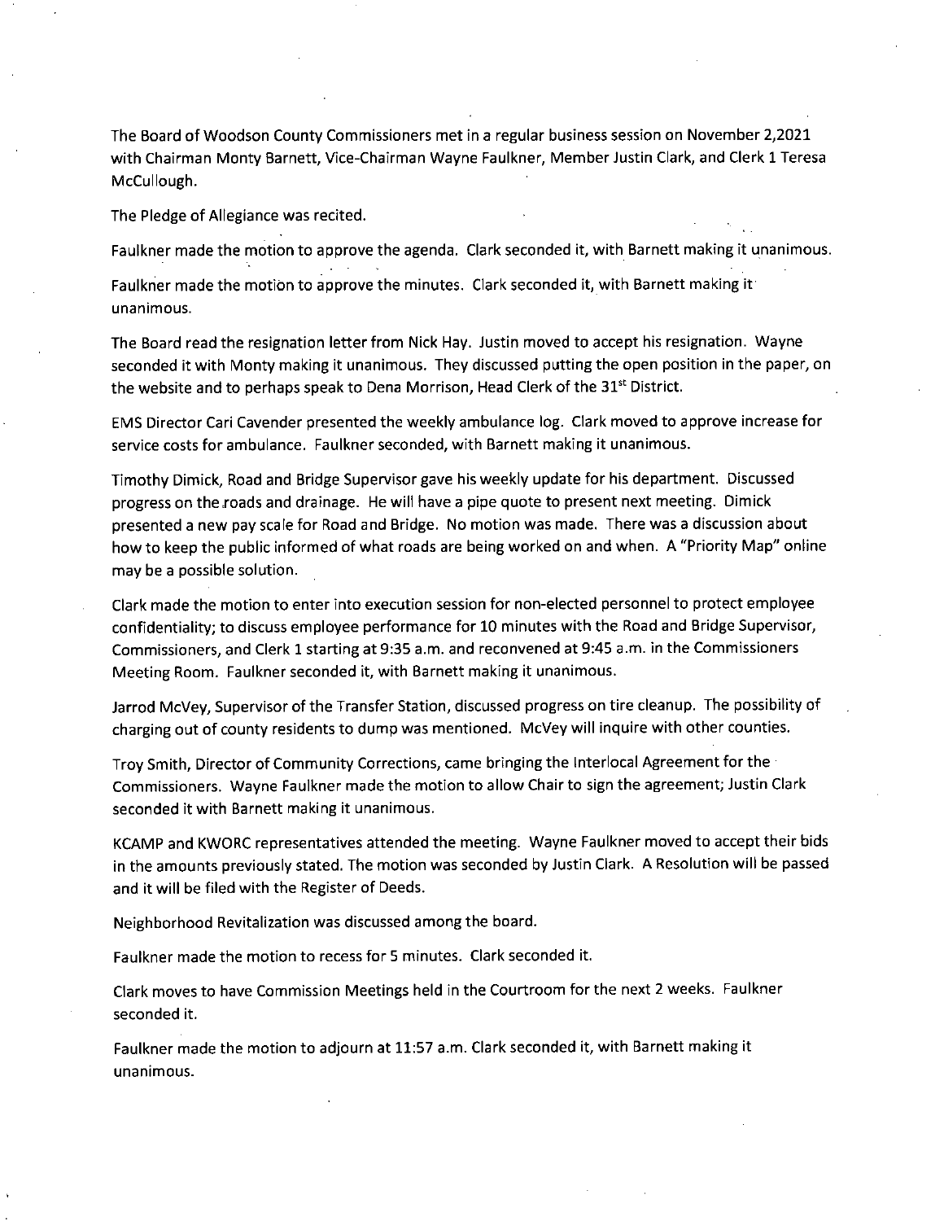The Board of Woodson County Commissioners met in a regular business session on November 2,2021 with Chairman Monty Barnett, Vice-Chairman Wayne Faulkner, Member Justin Clark, and Clerk 1 Teresa McCullough.

The Pledge of Allegiance was recited.

Faulkner made the motion to approve the agenda. Clark seconded it, with Barnett making it unanimous.

Faulkner made the motion to approve the minutes. Clark seconded it, with Barnett making it unanimous.

The Board read the resignation letter from Nick Hay. Justin moved to accept his resignation. Wayne seconded it with Monty making it unanimous. They discussed putting the open position in the paper, on the website and to perhaps speak to Dena Morrison, Head Clerk of the 31st District.

EMS Director Cari Cavender presented the weekly ambulance log. Clark moved to approve increase for service costs for ambulance. Faulkner seconded, with Barnett making it unanimous.

Timothy Dimick, Road and Bridge Supervisor gave his weekly update for his department. Discussed progress on the roads and drainage. He will have a pipe quote to present next meeting. Dimick presented a new pay scale for Road and Bridge. No motion was made. There was a discussion about how to keep the public informed of what roads are being worked on and when. A "Priority Map" online may be a possible solution.

Clark made the motion to enter into execution session for non-elected personnel to protect employee confidentiality; to discuss employee performance for 10 minutes with the Road and Bridge Supervisor, Commissioners, and Clerk 1 starting at 9:35 a.m. and reconvened at 9:45 a.m. in the Commissioners Meeting Room. Faulkner seconded it, with Barnett making it unanimous.

Jarrod McVey, Supervisor of the Transfer Station, discussed progress on tire cleanup. The possibility of charging out of county residents to dump was mentioned. McVey will inquire with other counties.

Troy Smith, Director of Community Corrections, came bringing the Interlocal Agreement for the Commissioners. Wayne Faulkner made the motion to allow Chair to sign the agreement; Justin Clark seconded it with Barnett making it unanimous.

KCAMP and KWORC representatives attended the meeting. Wayne Faulkner moved to accept their bids in the amounts previously stated. The motion was seconded by Justin Clark. A Resolution will be passed and it will be filed with the Register of Deeds.

Neighborhood Revitalization was discussed among the board.

Faulkner made the motion to recess for 5 minutes. Clark seconded it.

Clark moves to have Commission Meetings held in the Courtroom for the next 2 weeks. Faulkner seconded it.

Faulkner made the motion to adjourn at 11:57 a.m. Clark seconded it, with Barnett making it unanimous.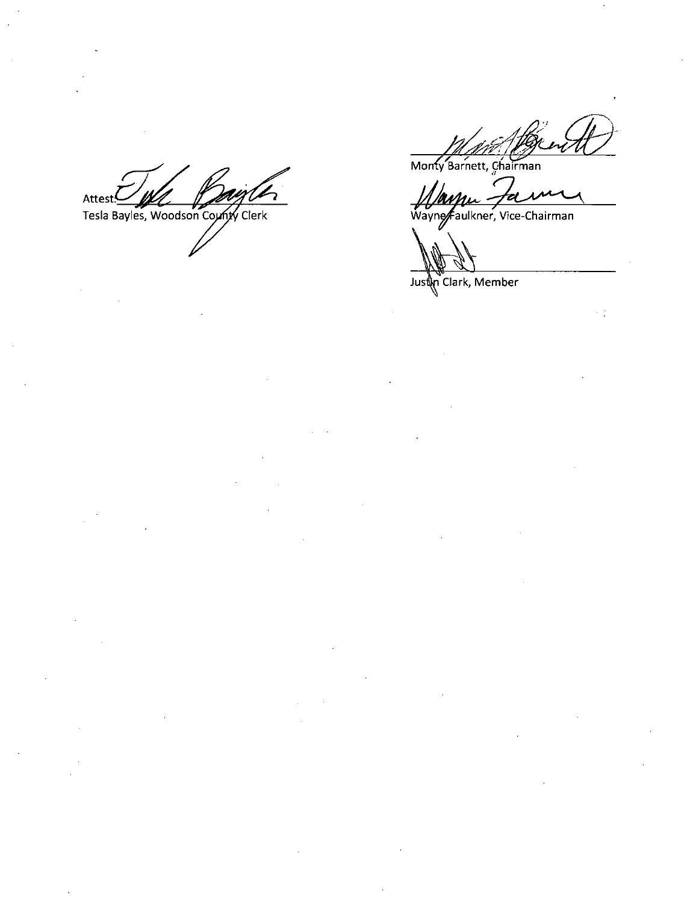Monty Barnett, Chairman

Wayne Faulkner, Vice-Chairman

Justin Clark, Member

Attest:

Tesla Bayles, Woodson County Clerk